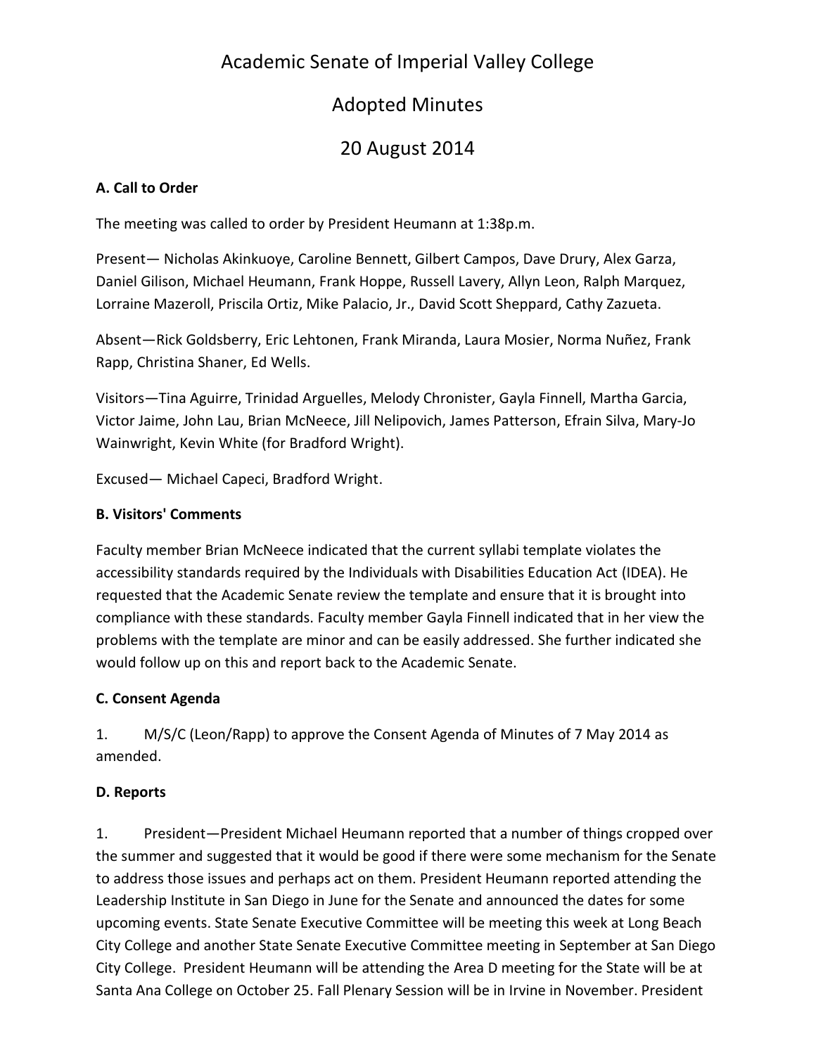# Academic Senate of Imperial Valley College

## Adopted Minutes

## 20 August 2014

### A. Call to Order

The meeting was called to order by President Heumann at 1:38p.m.

Present— Nicholas Akinkuoye, Caroline Bennett, Gilbert Campos, Dave Drury, Alex Garza, Daniel Gilison, Michael Heumann, Frank Hoppe, Russell Lavery, Allyn Leon, Ralph Marquez, Lorraine Mazeroll, Priscila Ortiz, Mike Palacio, Jr., David Scott Sheppard, Cathy Zazueta.

Absent—Rick Goldsberry, Eric Lehtonen, Frank Miranda, Laura Mosier, Norma Nuñez, Frank Rapp, Christina Shaner, Ed Wells.

Visitors—Tina Aguirre, Trinidad Arguelles, Melody Chronister, Gayla Finnell, Martha Garcia, Victor Jaime, John Lau, Brian McNeece, Jill Nelipovich, James Patterson, Efrain Silva, Mary-Jo Wainwright, Kevin White (for Bradford Wright).

Excused— Michael Capeci, Bradford Wright.

### B. Visitors' Comments

Faculty member Brian McNeece indicated that the current syllabi template violates the accessibility standards required by the Individuals with Disabilities Education Act (IDEA). He requested that the Academic Senate review the template and ensure that it is brought into compliance with these standards. Faculty member Gayla Finnell indicated that in her view the problems with the template are minor and can be easily addressed. She further indicated she would follow up on this and report back to the Academic Senate.

### C. Consent Agenda

1. M/S/C (Leon/Rapp) to approve the Consent Agenda of Minutes of 7 May 2014 as amended.

### D. Reports

1. President—President Michael Heumann reported that a number of things cropped over the summer and suggested that it would be good if there were some mechanism for the Senate to address those issues and perhaps act on them. President Heumann reported attending the Leadership Institute in San Diego in June for the Senate and announced the dates for some upcoming events. State Senate Executive Committee will be meeting this week at Long Beach City College and another State Senate Executive Committee meeting in September at San Diego City College. President Heumann will be attending the Area D meeting for the State will be at Santa Ana College on October 25. Fall Plenary Session will be in Irvine in November. President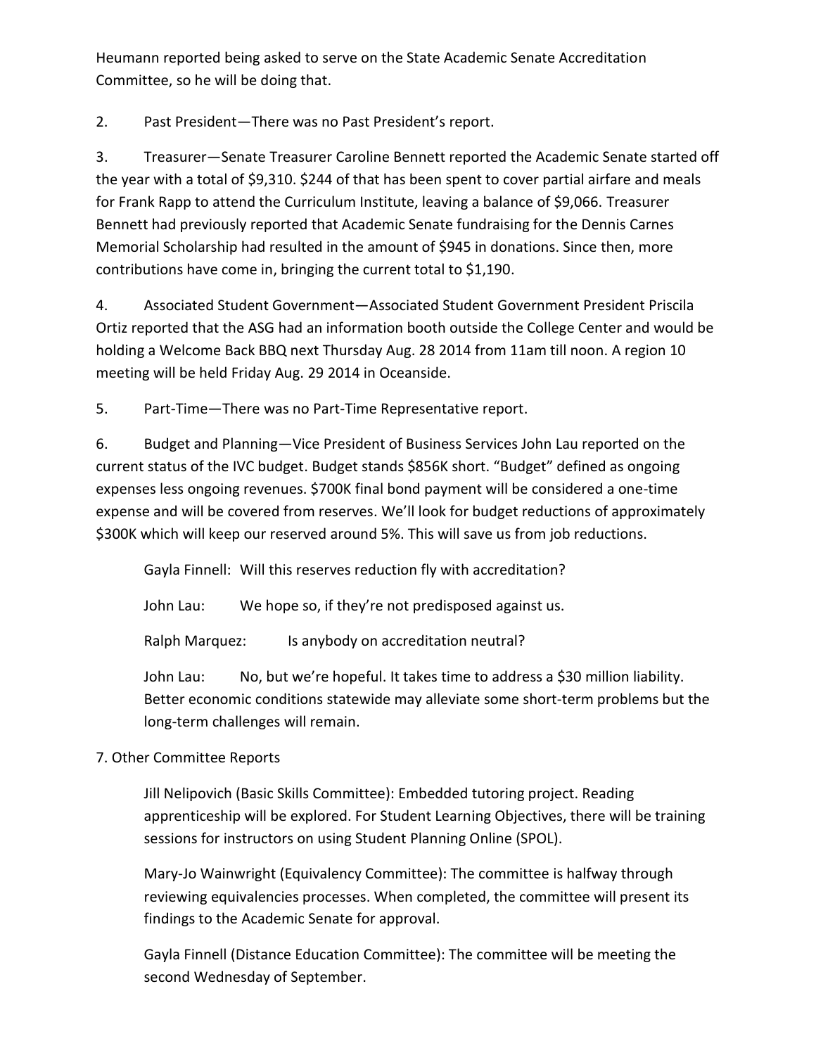Heumann reported being asked to serve on the State Academic Senate Accreditation Committee, so he will be doing that.

2. Past President—There was no Past President's report.

3. Treasurer—Senate Treasurer Caroline Bennett reported the Academic Senate started off the year with a total of $9,310. $244 of that has been spent to cover partial airfare and meals for Frank Rapp to attend the Curriculum Institute, leaving a balance of $9,066. Treasurer Bennett had previously reported that Academic Senate fundraising for the Dennis Carnes Memorial Scholarship had resulted in the amount of $945 in donations. Since then, more contributions have come in, bringing the current total to $1,190.

4. Associated Student Government—Associated Student Government President Priscila Ortiz reported that the ASG had an information booth outside the College Center and would be holding a Welcome Back BBQ next Thursday Aug. 28 2014 from 11am till noon. A region 10 meeting will be held Friday Aug. 29 2014 in Oceanside.

5. Part-Time—There was no Part-Time Representative report.

6. Budget and Planning—Vice President of Business Services John Lau reported on the current status of the IVC budget. Budget stands $856K short. "Budget" defined as ongoing expenses less ongoing revenues. $700K final bond payment will be considered a one-time expense and will be covered from reserves. We'll look for budget reductions of approximately $300K which will keep our reserved around 5%. This will save us from job reductions.

> Gayla Finnell: Will this reserves reduction fly with accreditation?
>
> John Lau: We hope so, if they're not predisposed against us.
>
> Ralph Marquez: Is anybody on accreditation neutral?
>
> John Lau: No, but we're hopeful. It takes time to address a $30 million liability. Better economic conditions statewide may alleviate some short-term problems but the long-term challenges will remain.

7. Other Committee Reports

> Jill Nelipovich (Basic Skills Committee): Embedded tutoring project. Reading apprenticeship will be explored. For Student Learning Objectives, there will be training sessions for instructors on using Student Planning Online (SPOL).
>
> Mary-Jo Wainwright (Equivalency Committee): The committee is halfway through reviewing equivalencies processes. When completed, the committee will present its findings to the Academic Senate for approval.
>
> Gayla Finnell (Distance Education Committee): The committee will be meeting the second Wednesday of September.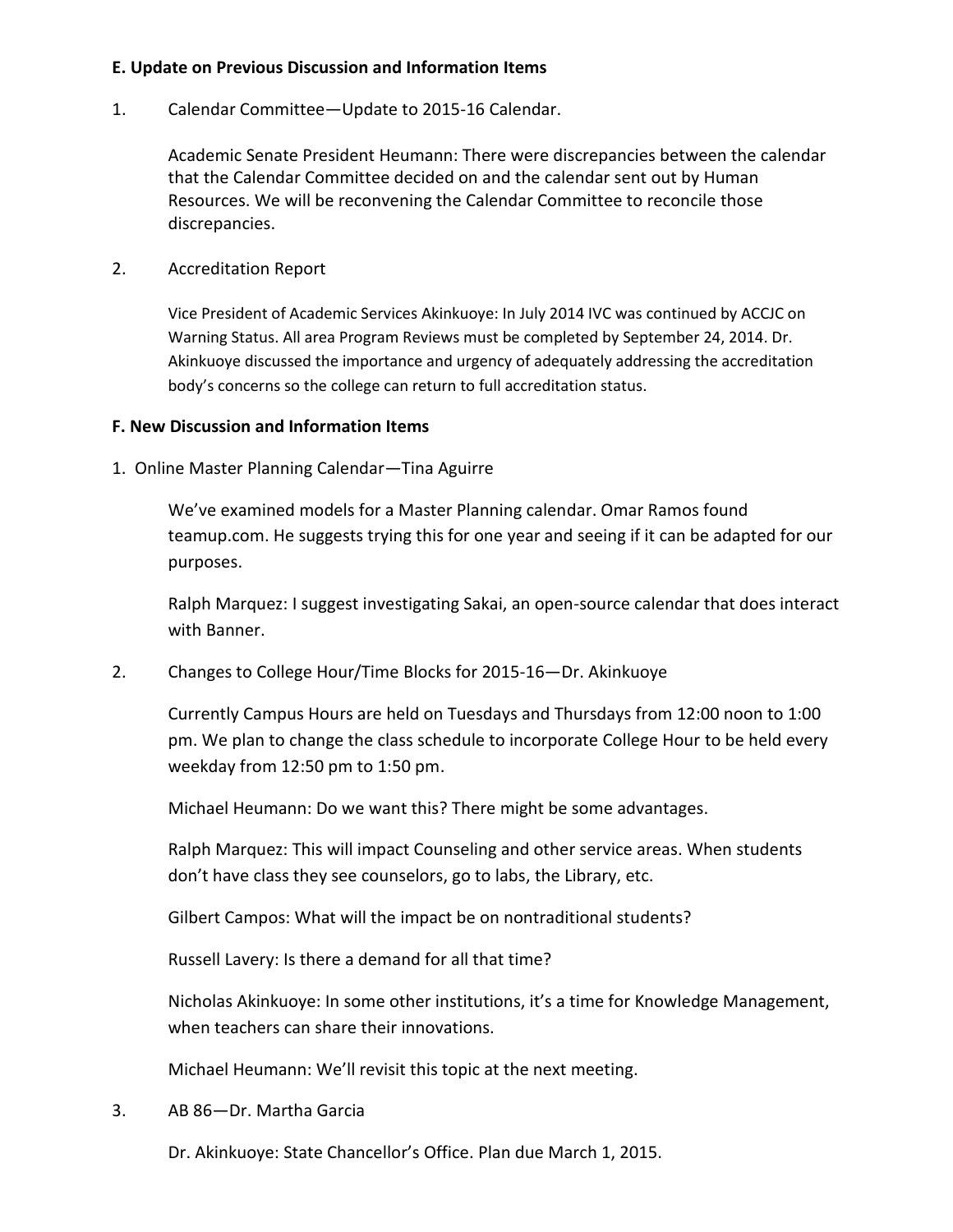**E. Update on Previous Discussion and Information Items**

1. Calendar Committee—Update to 2015-16 Calendar.

   Academic Senate President Heumann: There were discrepancies between the calendar that the Calendar Committee decided on and the calendar sent out by Human Resources. We will be reconvening the Calendar Committee to reconcile those discrepancies.

2. Accreditation Report

   Vice President of Academic Services Akinkuoye: In July 2014 IVC was continued by ACCJC on Warning Status. All area Program Reviews must be completed by September 24, 2014. Dr. Akinkuoye discussed the importance and urgency of adequately addressing the accreditation body's concerns so the college can return to full accreditation status.

**F. New Discussion and Information Items**

1. Online Master Planning Calendar—Tina Aguirre

   We've examined models for a Master Planning calendar. Omar Ramos found teamup.com. He suggests trying this for one year and seeing if it can be adapted for our purposes.

   Ralph Marquez: I suggest investigating Sakai, an open-source calendar that does interact with Banner.

2. Changes to College Hour/Time Blocks for 2015-16—Dr. Akinkuoye

   Currently Campus Hours are held on Tuesdays and Thursdays from 12:00 noon to 1:00 pm. We plan to change the class schedule to incorporate College Hour to be held every weekday from 12:50 pm to 1:50 pm.

   Michael Heumann: Do we want this? There might be some advantages.

   Ralph Marquez: This will impact Counseling and other service areas. When students don't have class they see counselors, go to labs, the Library, etc.

   Gilbert Campos: What will the impact be on nontraditional students?

   Russell Lavery: Is there a demand for all that time?

   Nicholas Akinkuoye: In some other institutions, it's a time for Knowledge Management, when teachers can share their innovations.

   Michael Heumann: We'll revisit this topic at the next meeting.

3. AB 86—Dr. Martha Garcia

   Dr. Akinkuoye: State Chancellor's Office. Plan due March 1, 2015.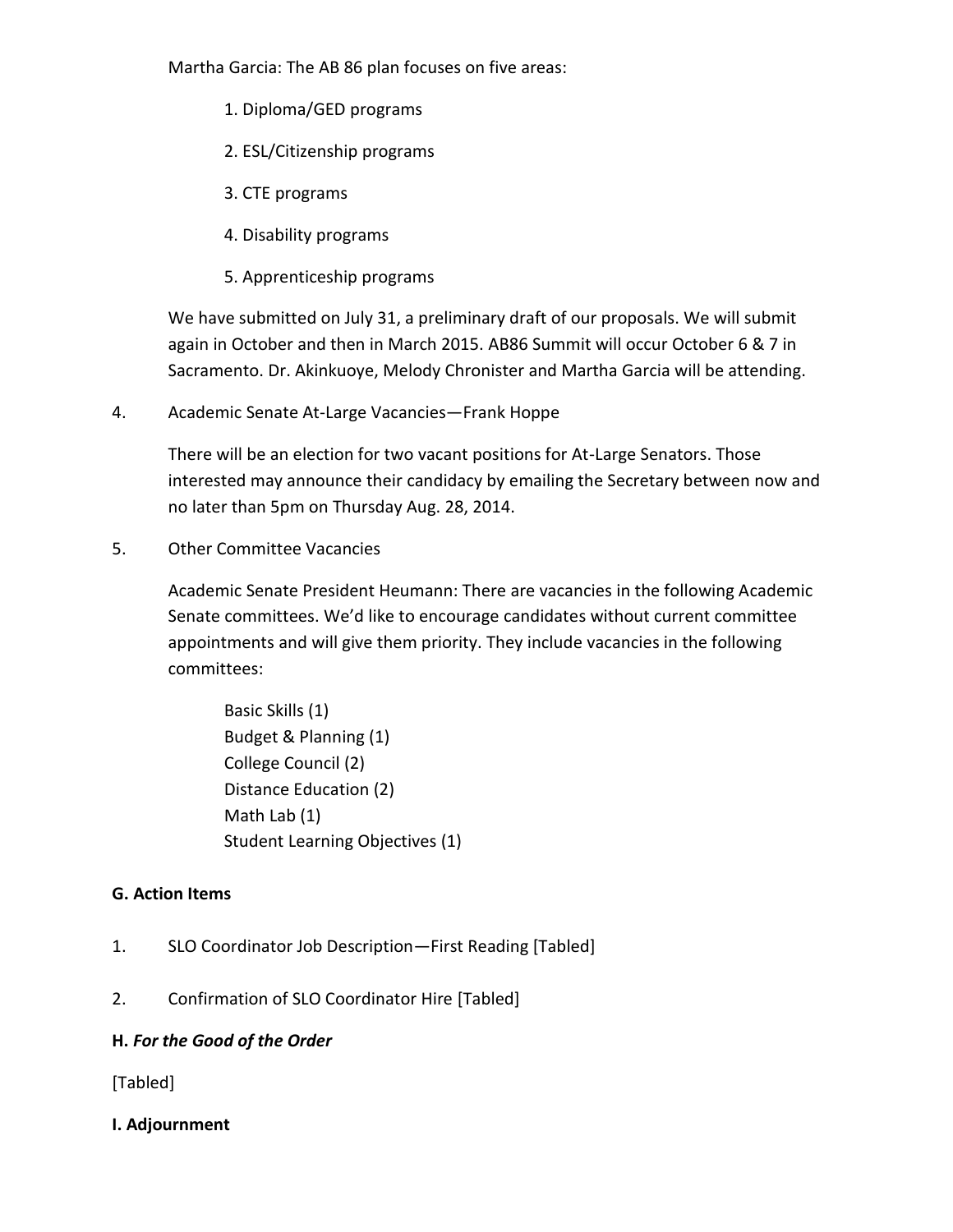Martha Garcia: The AB 86 plan focuses on five areas:

1. Diploma/GED programs
2. ESL/Citizenship programs
3. CTE programs
4. Disability programs
5. Apprenticeship programs

We have submitted on July 31, a preliminary draft of our proposals. We will submit again in October and then in March 2015. AB86 Summit will occur October 6 & 7 in Sacramento. Dr. Akinkuoye, Melody Chronister and Martha Garcia will be attending.

4. Academic Senate At-Large Vacancies—Frank Hoppe

   There will be an election for two vacant positions for At-Large Senators. Those interested may announce their candidacy by emailing the Secretary between now and no later than 5pm on Thursday Aug. 28, 2014.

5. Other Committee Vacancies

   Academic Senate President Heumann: There are vacancies in the following Academic Senate committees. We'd like to encourage candidates without current committee appointments and will give them priority. They include vacancies in the following committees:

   Basic Skills (1)
   Budget & Planning (1)
   College Council (2)
   Distance Education (2)
   Math Lab (1)
   Student Learning Objectives (1)

**G. Action Items**

1. SLO Coordinator Job Description—First Reading [Tabled]

2. Confirmation of SLO Coordinator Hire [Tabled]

**H. *For the Good of the Order***

[Tabled]

**I. Adjournment**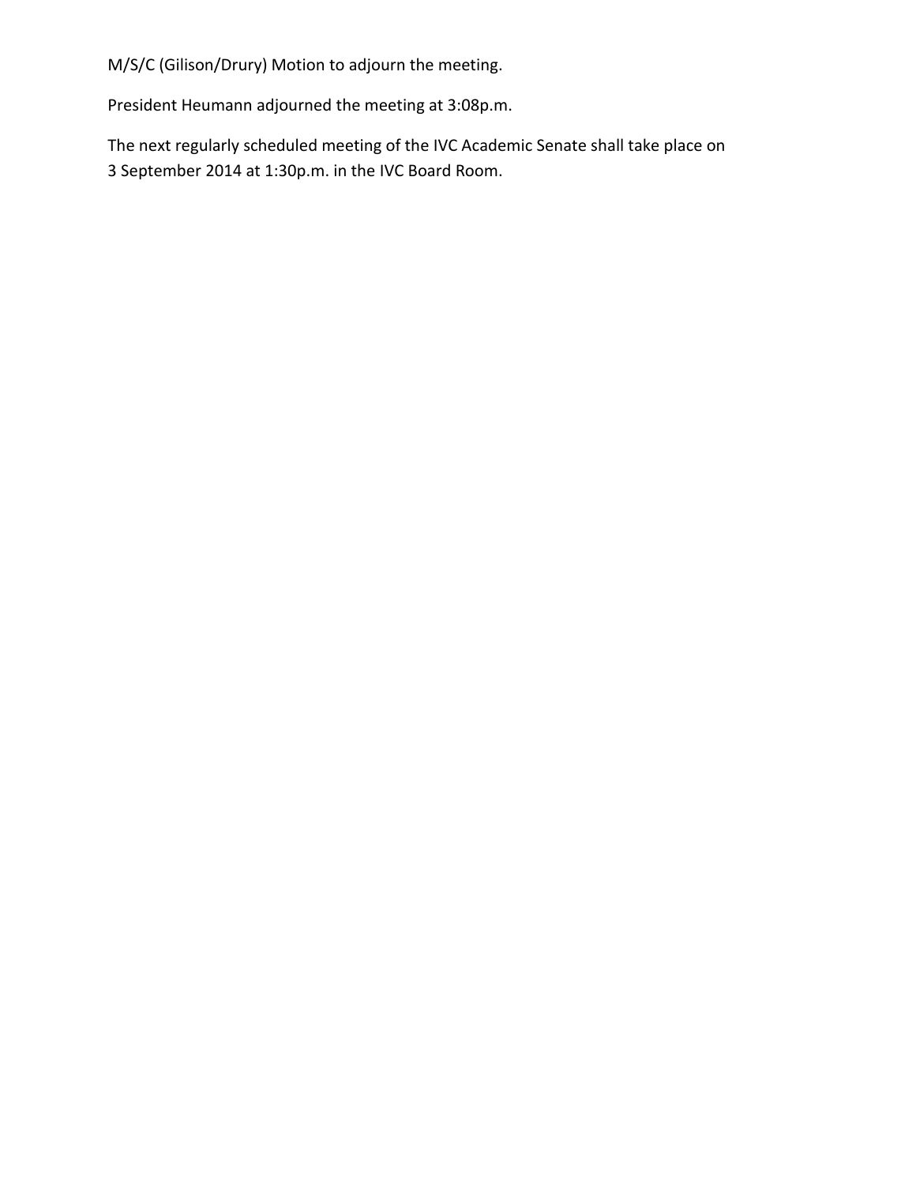M/S/C (Gilison/Drury) Motion to adjourn the meeting.

President Heumann adjourned the meeting at 3:08p.m.

The next regularly scheduled meeting of the IVC Academic Senate shall take place on 3 September 2014 at 1:30p.m. in the IVC Board Room.